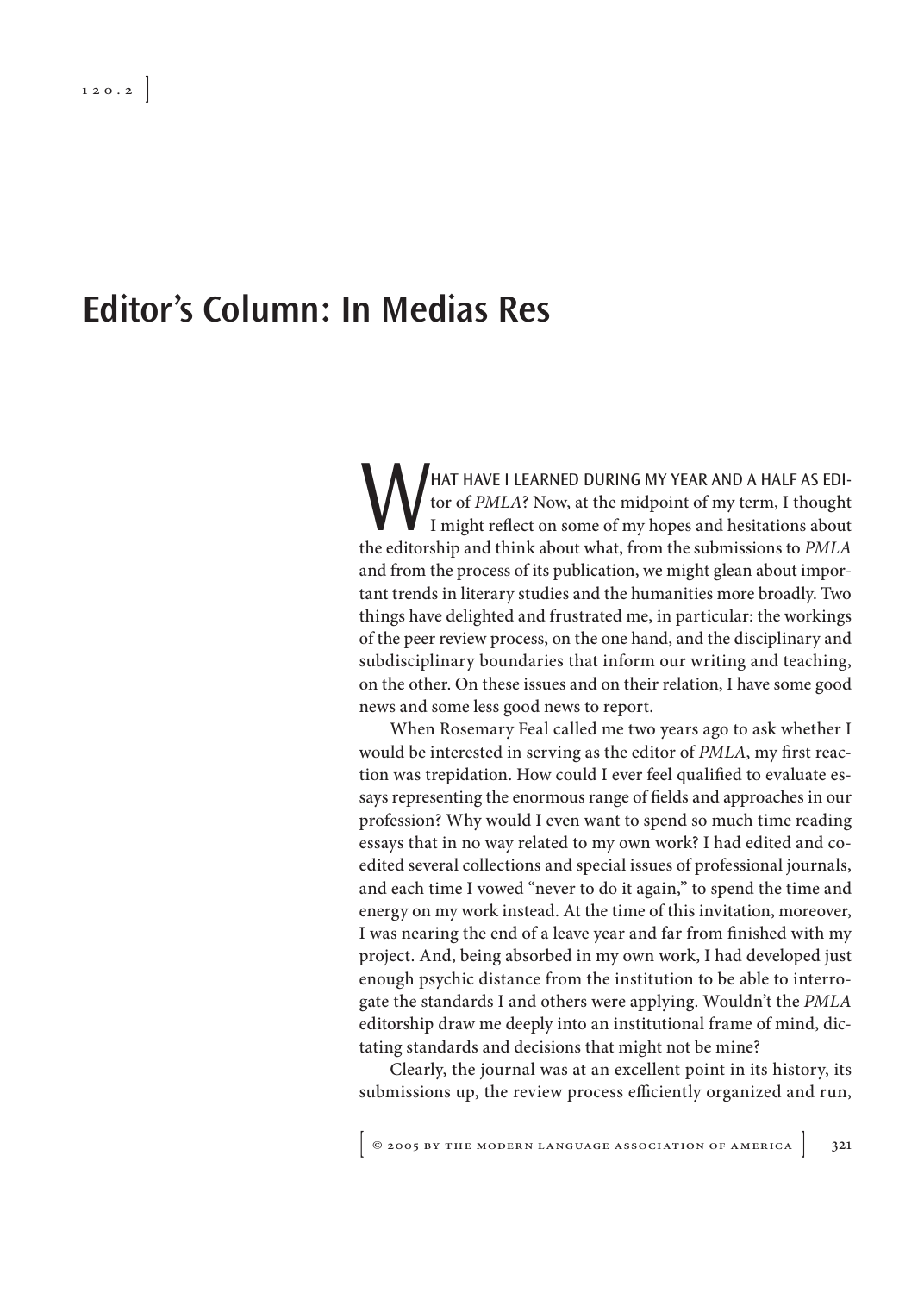# Editor's Column: In Medias Res

What have I learned during my year and a half as editor of *PMLA*? Now, at the midpoint of my term, I thought I might reflect on some of my hopes and hesitations about the editorship and think about what, from the submissions to *PMLA* and from the process of its publication, we might glean about important trends in literary studies and the humanities more broadly. Two things have delighted and frustrated me, in particular: the workings of the peer review process, on the one hand, and the disciplinary and subdisciplinary boundaries that inform our writing and teaching, on the other. On these issues and on their relation, I have some good news and some less good news to report.

When Rosemary Feal called me two years ago to ask whether I would be interested in serving as the editor of *PMLA*, my first reaction was trepidation. How could I ever feel qualified to evaluate essays representing the enormous range of fields and approaches in our profession? Why would I even want to spend so much time reading essays that in no way related to my own work? I had edited and coedited several collections and special issues of professional journals, and each time I vowed "never to do it again," to spend the time and energy on my work instead. At the time of this invitation, moreover, I was nearing the end of a leave year and far from finished with my project. And, being absorbed in my own work, I had developed just enough psychic distance from the institution to be able to interrogate the standards I and others were applying. Wouldn't the *PMLA* editorship draw me deeply into an institutional frame of mind, dictating standards and decisions that might not be mine?

Clearly, the journal was at an excellent point in its history, its submissions up, the review process efficiently organized and run,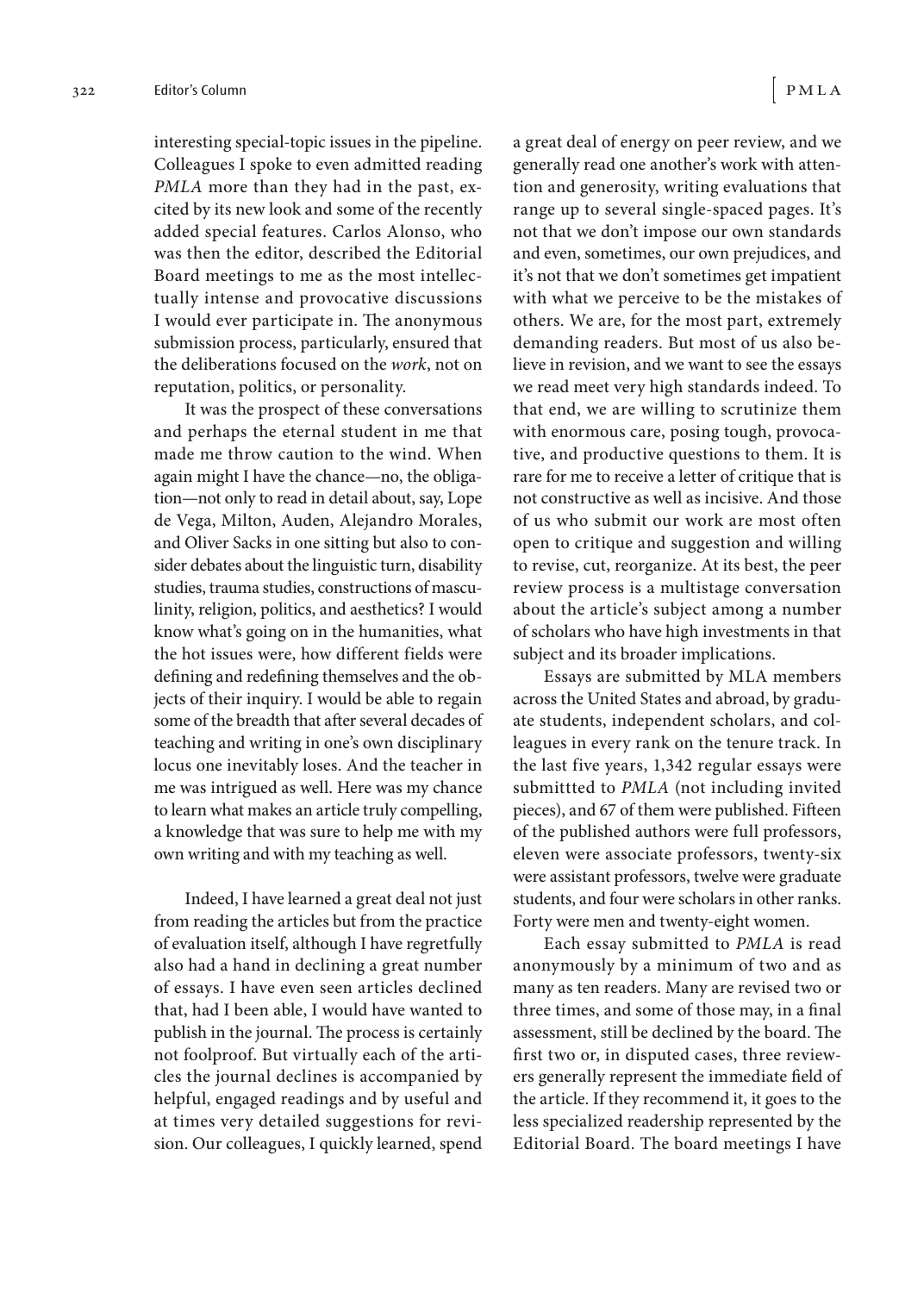interesting special-topic issues in the pipeline. Colleagues I spoke to even admitted reading *PMLA* more than they had in the past, excited by its new look and some of the recently added special features. Carlos Alonso, who was then the editor, described the Editorial Board meetings to me as the most intellectually intense and provocative discussions I would ever participate in. The anonymous submission process, particularly, ensured that the deliberations focused on the *work*, not on reputation, politics, or personality.

It was the prospect of these conversations and perhaps the eternal student in me that made me throw caution to the wind. When again might I have the chance—no, the obligation—not only to read in detail about, say, Lope de Vega, Milton, Auden, Alejandro Morales, and Oliver Sacks in one sitting but also to consider debates about the linguistic turn, disability studies, trauma studies, constructions of masculinity, religion, politics, and aesthetics? I would know what's going on in the humanities, what the hot issues were, how different fields were defining and redefining themselves and the objects of their inquiry. I would be able to regain some of the breadth that after several decades of teaching and writing in one's own disciplinary locus one inevitably loses. And the teacher in me was intrigued as well. Here was my chance to learn what makes an article truly compelling, a knowledge that was sure to help me with my own writing and with my teaching as well.

Indeed, I have learned a great deal not just from reading the articles but from the practice of evaluation itself, although I have regretfully also had a hand in declining a great number of essays. I have even seen articles declined that, had I been able, I would have wanted to publish in the journal. The process is certainly not foolproof. But virtually each of the articles the journal declines is accompanied by helpful, engaged readings and by useful and at times very detailed suggestions for revision. Our colleagues, I quickly learned, spend a great deal of energy on peer review, and we generally read one another's work with attention and generosity, writing evaluations that range up to several single-spaced pages. It's not that we don't impose our own standards and even, sometimes, our own prejudices, and it's not that we don't sometimes get impatient with what we perceive to be the mistakes of others. We are, for the most part, extremely demanding readers. But most of us also believe in revision, and we want to see the essays we read meet very high standards indeed. To that end, we are willing to scrutinize them with enormous care, posing tough, provocative, and productive questions to them. It is rare for me to receive a letter of critique that is not constructive as well as incisive. And those of us who submit our work are most often open to critique and suggestion and willing to revise, cut, reorganize. At its best, the peer review process is a multistage conversation about the article's subject among a number of scholars who have high investments in that subject and its broader implications.

Essays are submitted by MLA members across the United States and abroad, by graduate students, independent scholars, and colleagues in every rank on the tenure track. In the last five years, 1,342 regular essays were submittted to *PMLA* (not including invited pieces), and 67 of them were published. Fifteen of the published authors were full professors, eleven were associate professors, twenty-six were assistant professors, twelve were graduate students, and four were scholars in other ranks. Forty were men and twenty-eight women.

Each essay submitted to *PMLA* is read anonymously by a minimum of two and as many as ten readers. Many are revised two or three times, and some of those may, in a final assessment, still be declined by the board. The first two or, in disputed cases, three reviewers generally represent the immediate field of the article. If they recommend it, it goes to the less specialized readership represented by the Editorial Board. The board meetings I have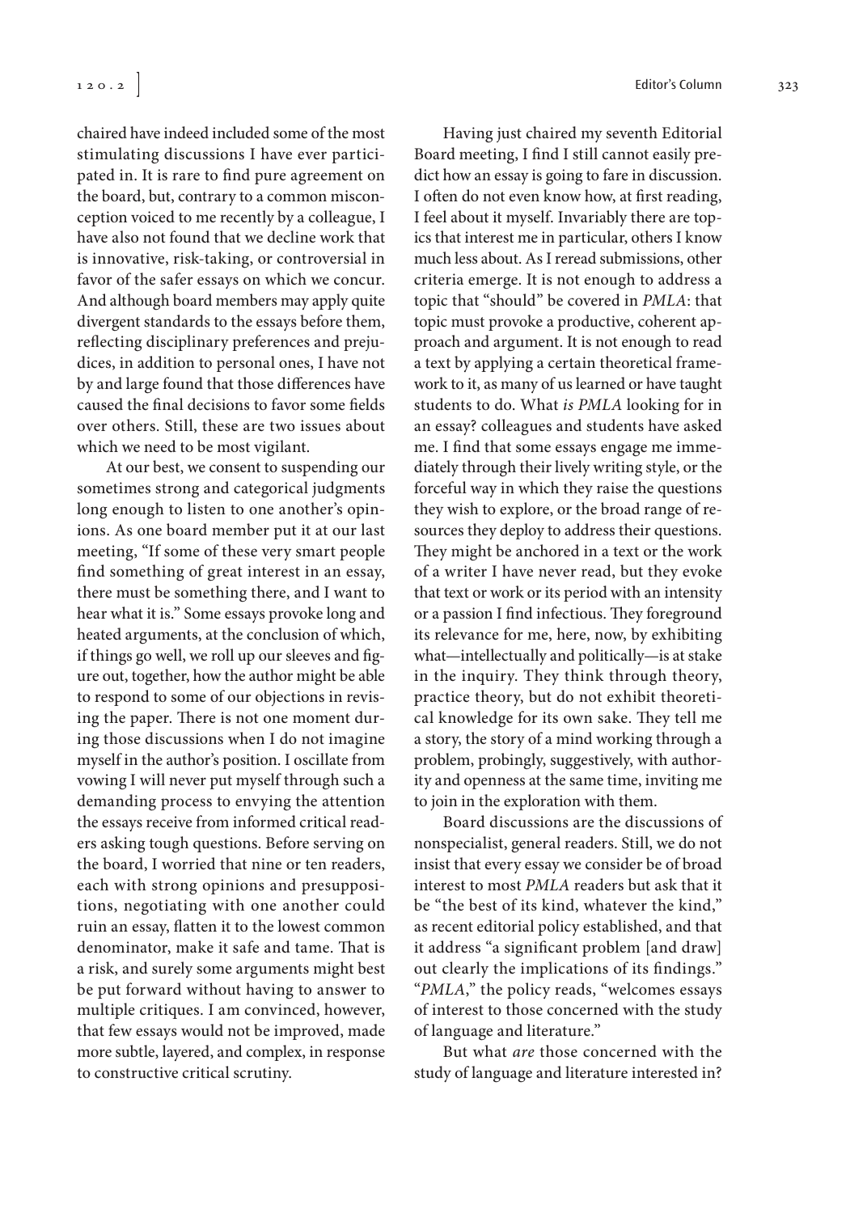chaired have indeed included some of the most stimulating discussions I have ever participated in. It is rare to find pure agreement on the board, but, contrary to a common misconception voiced to me recently by a colleague, I have also not found that we decline work that is innovative, risk-taking, or controversial in favor of the safer essays on which we concur. And although board members may apply quite divergent standards to the essays before them, reflecting disciplinary preferences and prejudices, in addition to personal ones, I have not by and large found that those differences have caused the final decisions to favor some fields over others. Still, these are two issues about which we need to be most vigilant.

At our best, we consent to suspending our sometimes strong and categorical judgments long enough to listen to one another's opinions. As one board member put it at our last meeting, "If some of these very smart people find something of great interest in an essay, there must be something there, and I want to hear what it is." Some essays provoke long and heated arguments, at the conclusion of which, if things go well, we roll up our sleeves and figure out, together, how the author might be able to respond to some of our objections in revising the paper. There is not one moment during those discussions when I do not imagine myself in the author's position. I oscillate from vowing I will never put myself through such a demanding process to envying the attention the essays receive from informed critical readers asking tough questions. Before serving on the board, I worried that nine or ten readers, each with strong opinions and presuppositions, negotiating with one another could ruin an essay, flatten it to the lowest common denominator, make it safe and tame. That is a risk, and surely some arguments might best be put forward without having to answer to multiple critiques. I am convinced, however, that few essays would not be improved, made more subtle, layered, and complex, in response to constructive critical scrutiny.

Having just chaired my seventh Editorial Board meeting, I find I still cannot easily predict how an essay is going to fare in discussion. I often do not even know how, at first reading, I feel about it myself. Invariably there are topics that interest me in particular, others I know much less about. As I reread submissions, other criteria emerge. It is not enough to address a topic that "should" be covered in *PMLA*: that topic must provoke a productive, coherent approach and argument. It is not enough to read a text by applying a certain theoretical framework to it, as many of us learned or have taught students to do. What *is PMLA* looking for in an essay? colleagues and students have asked me. I find that some essays engage me immediately through their lively writing style, or the forceful way in which they raise the questions they wish to explore, or the broad range of resources they deploy to address their questions. They might be anchored in a text or the work of a writer I have never read, but they evoke that text or work or its period with an intensity or a passion I find infectious. They foreground its relevance for me, here, now, by exhibiting what—intellectually and politically—is at stake in the inquiry. They think through theory, practice theory, but do not exhibit theoretical knowledge for its own sake. They tell me a story, the story of a mind working through a problem, probingly, suggestively, with authority and openness at the same time, inviting me to join in the exploration with them.

Board discussions are the discussions of nonspecialist, general readers. Still, we do not insist that every essay we consider be of broad interest to most *PMLA* readers but ask that it be "the best of its kind, whatever the kind," as recent editorial policy established, and that it address "a significant problem [and draw] out clearly the implications of its findings." "*PMLA*," the policy reads, "welcomes essays of interest to those concerned with the study of language and literature."

But what *are* those concerned with the study of language and literature interested in?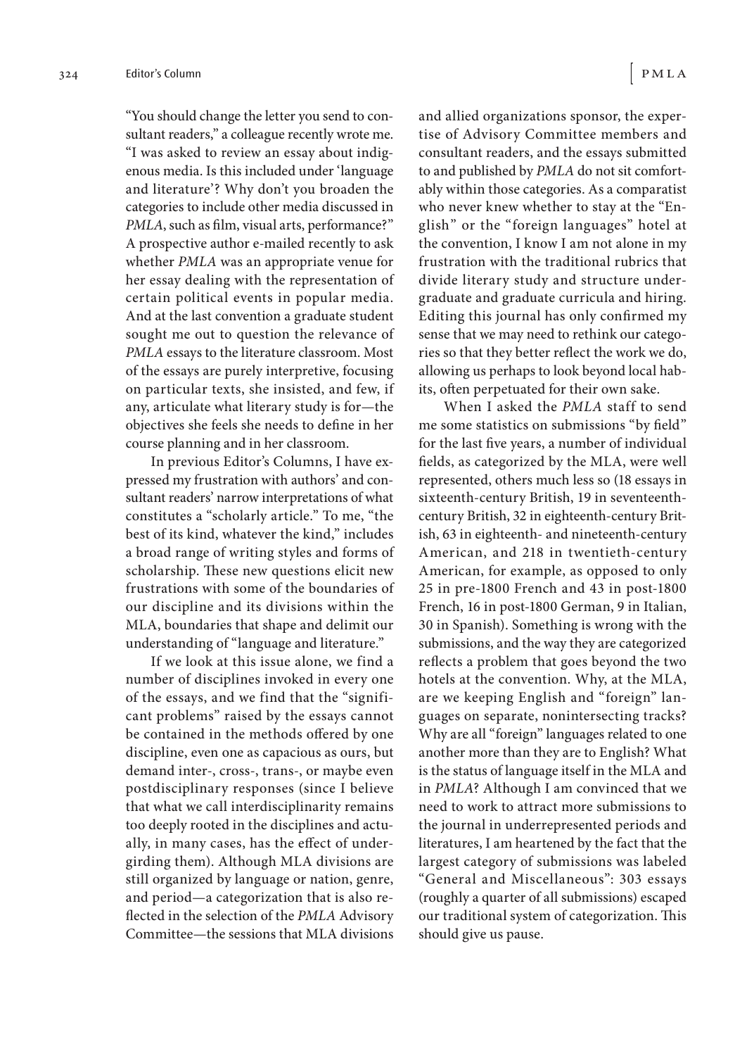"You should change the letter you send to consultant readers," a colleague recently wrote me. "I was asked to review an essay about indigenous media. Is this included under 'language and literature'? Why don't you broaden the categories to include other media discussed in *PMLA*, such as film, visual arts, performance?" A prospective author e-mailed recently to ask whether *PMLA* was an appropriate venue for her essay dealing with the representation of certain political events in popular media. And at the last convention a graduate student sought me out to question the relevance of *PMLA* essays to the literature classroom. Most of the essays are purely interpretive, focusing on particular texts, she insisted, and few, if any, articulate what literary study is for—the objectives she feels she needs to define in her course planning and in her classroom.

In previous Editor's Columns, I have expressed my frustration with authors' and consultant readers' narrow interpretations of what constitutes a "scholarly article." To me, "the best of its kind, whatever the kind," includes a broad range of writing styles and forms of scholarship. These new questions elicit new frustrations with some of the boundaries of our discipline and its divisions within the MLA, boundaries that shape and delimit our understanding of "language and literature."

If we look at this issue alone, we find a number of disciplines invoked in every one of the essays, and we find that the "significant problems" raised by the essays cannot be contained in the methods offered by one discipline, even one as capacious as ours, but demand inter-, cross-, trans-, or maybe even postdisciplinary responses (since I believe that what we call interdisciplinarity remains too deeply rooted in the disciplines and actually, in many cases, has the effect of undergirding them). Although MLA divisions are still organized by language or nation, genre, and period—a categorization that is also reflected in the selection of the *PMLA* Advisory Committee—the sessions that MLA divisions and allied organizations sponsor, the expertise of Advisory Committee members and consultant readers, and the essays submitted to and published by *PMLA* do not sit comfortably within those categories. As a comparatist who never knew whether to stay at the "English" or the "foreign languages" hotel at the convention, I know I am not alone in my frustration with the traditional rubrics that divide literary study and structure undergraduate and graduate curricula and hiring. Editing this journal has only confirmed my sense that we may need to rethink our categories so that they better reflect the work we do, allowing us perhaps to look beyond local habits, often perpetuated for their own sake.

When I asked the *PMLA* staff to send me some statistics on submissions "by field" for the last five years, a number of individual fields, as categorized by the MLA, were well represented, others much less so (18 essays in sixteenth-century British, 19 in seventeenth-century British, 32 in eighteenth-century British, 63 in eighteenth- and nineteenth-century American, and 218 in twentieth-century American, for example, as opposed to only 25 in pre-1800 French and 43 in post-1800 French, 16 in post-1800 German, 9 in Italian, 30 in Spanish). Something is wrong with the submissions, and the way they are categorized reflects a problem that goes beyond the two hotels at the convention. Why, at the MLA, are we keeping English and "foreign" languages on separate, nonintersecting tracks? Why are all "foreign" languages related to one another more than they are to English? What is the status of language itself in the MLA and in *PMLA*? Although I am convinced that we need to work to attract more submissions to the journal in underrepresented periods and literatures, I am heartened by the fact that the largest category of submissions was labeled "General and Miscellaneous": 303 essays (roughly a quarter of all submissions) escaped our traditional system of categorization. This should give us pause.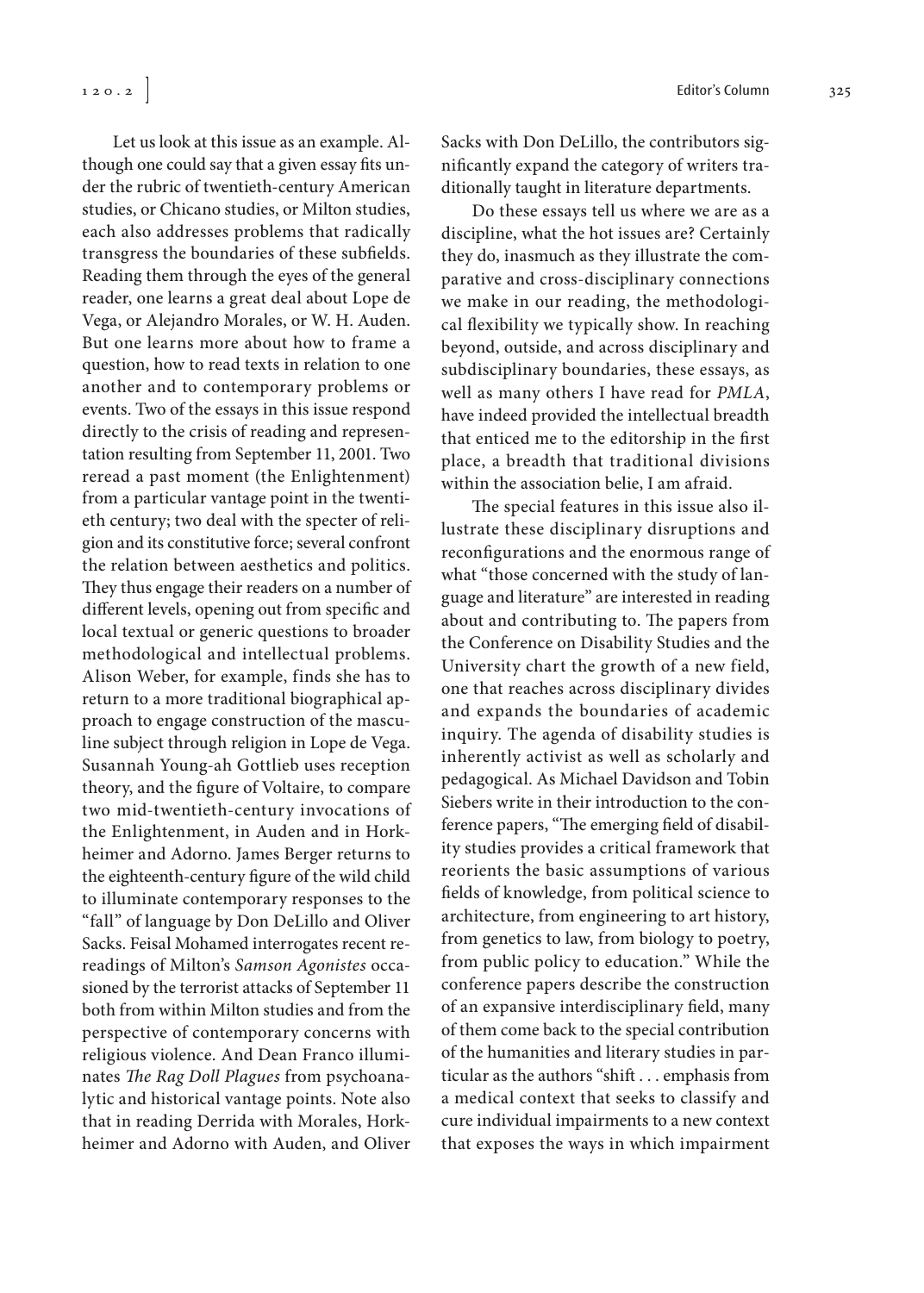Let us look at this issue as an example. Although one could say that a given essay fits under the rubric of twentieth-century American studies, or Chicano studies, or Milton studies, each also addresses problems that radically transgress the boundaries of these subfields. Reading them through the eyes of the general reader, one learns a great deal about Lope de Vega, or Alejandro Morales, or W. H. Auden. But one learns more about how to frame a question, how to read texts in relation to one another and to contemporary problems or events. Two of the essays in this issue respond directly to the crisis of reading and representation resulting from September 11, 2001. Two reread a past moment (the Enlightenment) from a particular vantage point in the twentieth century; two deal with the specter of religion and its constitutive force; several confront the relation between aesthetics and politics. They thus engage their readers on a number of different levels, opening out from specific and local textual or generic questions to broader methodological and intellectual problems. Alison Weber, for example, finds she has to return to a more traditional biographical approach to engage construction of the masculine subject through religion in Lope de Vega. Susannah Young-ah Gottlieb uses reception theory, and the figure of Voltaire, to compare two mid-twentieth-century invocations of the Enlightenment, in Auden and in Horkheimer and Adorno. James Berger returns to the eighteenth-century figure of the wild child to illuminate contemporary responses to the "fall" of language by Don DeLillo and Oliver Sacks. Feisal Mohamed interrogates recent rereadings of Milton's *Samson Agonistes* occasioned by the terrorist attacks of September 11 both from within Milton studies and from the perspective of contemporary concerns with religious violence. And Dean Franco illuminates *The Rag Doll Plagues* from psychoanalytic and historical vantage points. Note also that in reading Derrida with Morales, Horkheimer and Adorno with Auden, and Oliver Sacks with Don DeLillo, the contributors significantly expand the category of writers traditionally taught in literature departments.

Do these essays tell us where we are as a discipline, what the hot issues are? Certainly they do, inasmuch as they illustrate the comparative and cross-disciplinary connections we make in our reading, the methodological flexibility we typically show. In reaching beyond, outside, and across disciplinary and subdisciplinary boundaries, these essays, as well as many others I have read for *PMLA*, have indeed provided the intellectual breadth that enticed me to the editorship in the first place, a breadth that traditional divisions within the association belie, I am afraid.

The special features in this issue also illustrate these disciplinary disruptions and reconfigurations and the enormous range of what "those concerned with the study of language and literature" are interested in reading about and contributing to. The papers from the Conference on Disability Studies and the University chart the growth of a new field, one that reaches across disciplinary divides and expands the boundaries of academic inquiry. The agenda of disability studies is inherently activist as well as scholarly and pedagogical. As Michael Davidson and Tobin Siebers write in their introduction to the conference papers, "The emerging field of disability studies provides a critical framework that reorients the basic assumptions of various fields of knowledge, from political science to architecture, from engineering to art history, from genetics to law, from biology to poetry, from public policy to education." While the conference papers describe the construction of an expansive interdisciplinary field, many of them come back to the special contribution of the humanities and literary studies in particular as the authors "shift . . . emphasis from a medical context that seeks to classify and cure individual impairments to a new context that exposes the ways in which impairment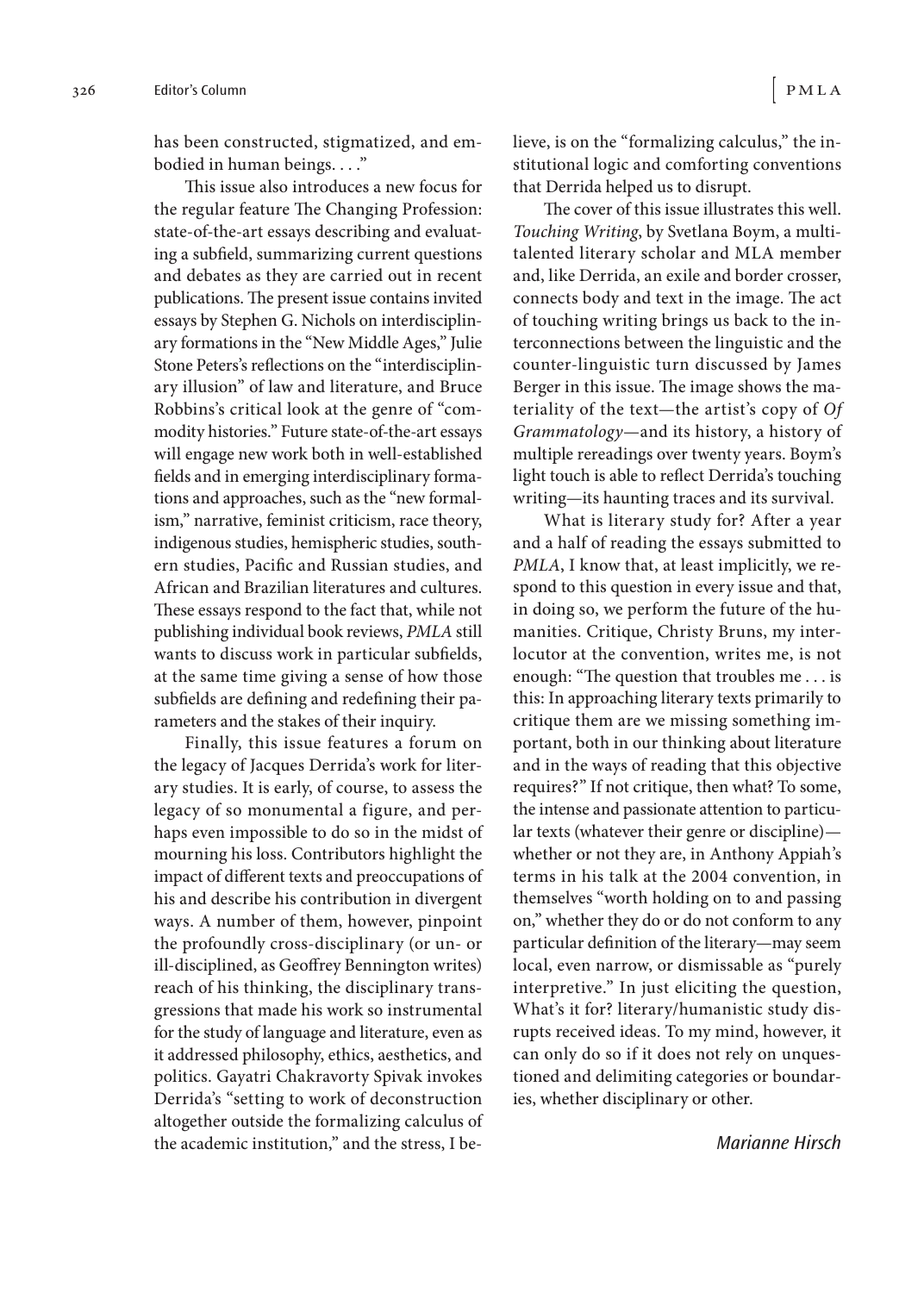has been constructed, stigmatized, and embodied in human beings. . . ."

This issue also introduces a new focus for the regular feature The Changing Profession: state-of-the-art essays describing and evaluating a subfield, summarizing current questions and debates as they are carried out in recent publications. The present issue contains invited essays by Stephen G. Nichols on interdisciplinary formations in the "New Middle Ages," Julie Stone Peters's reflections on the "interdisciplinary illusion" of law and literature, and Bruce Robbins's critical look at the genre of "commodity histories." Future state-of-the-art essays will engage new work both in well-established fields and in emerging interdisciplinary formations and approaches, such as the "new formalism," narrative, feminist criticism, race theory, indigenous studies, hemispheric studies, southern studies, Pacific and Russian studies, and African and Brazilian literatures and cultures. These essays respond to the fact that, while not publishing individual book reviews, *PMLA* still wants to discuss work in particular subfields, at the same time giving a sense of how those subfields are defining and redefining their parameters and the stakes of their inquiry.

Finally, this issue features a forum on the legacy of Jacques Derrida's work for literary studies. It is early, of course, to assess the legacy of so monumental a figure, and perhaps even impossible to do so in the midst of mourning his loss. Contributors highlight the impact of different texts and preoccupations of his and describe his contribution in divergent ways. A number of them, however, pinpoint the profoundly cross-disciplinary (or un- or ill-disciplined, as Geoffrey Bennington writes) reach of his thinking, the disciplinary transgressions that made his work so instrumental for the study of language and literature, even as it addressed philosophy, ethics, aesthetics, and politics. Gayatri Chakravorty Spivak invokes Derrida's "setting to work of deconstruction altogether outside the formalizing calculus of the academic institution," and the stress, I believe, is on the "formalizing calculus," the institutional logic and comforting conventions that Derrida helped us to disrupt.

The cover of this issue illustrates this well. *Touching Writing*, by Svetlana Boym, a multitalented literary scholar and MLA member and, like Derrida, an exile and border crosser, connects body and text in the image. The act of touching writing brings us back to the interconnections between the linguistic and the counter-linguistic turn discussed by James Berger in this issue. The image shows the materiality of the text—the artist's copy of *Of Grammatology*—and its history, a history of multiple rereadings over twenty years. Boym's light touch is able to reflect Derrida's touching writing—its haunting traces and its survival.

What is literary study for? After a year and a half of reading the essays submitted to *PMLA*, I know that, at least implicitly, we respond to this question in every issue and that, in doing so, we perform the future of the humanities. Critique, Christy Bruns, my interlocutor at the convention, writes me, is not enough: "The question that troubles me . . . is this: In approaching literary texts primarily to critique them are we missing something important, both in our thinking about literature and in the ways of reading that this objective requires?" If not critique, then what? To some, the intense and passionate attention to particular texts (whatever their genre or discipline)—whether or not they are, in Anthony Appiah's terms in his talk at the 2004 convention, in themselves "worth holding on to and passing on," whether they do or do not conform to any particular definition of the literary—may seem local, even narrow, or dismissable as "purely interpretive." In just eliciting the question, What's it for? literary/humanistic study disrupts received ideas. To my mind, however, it can only do so if it does not rely on unquestioned and delimiting categories or boundaries, whether disciplinary or other.

*Marianne Hirsch*